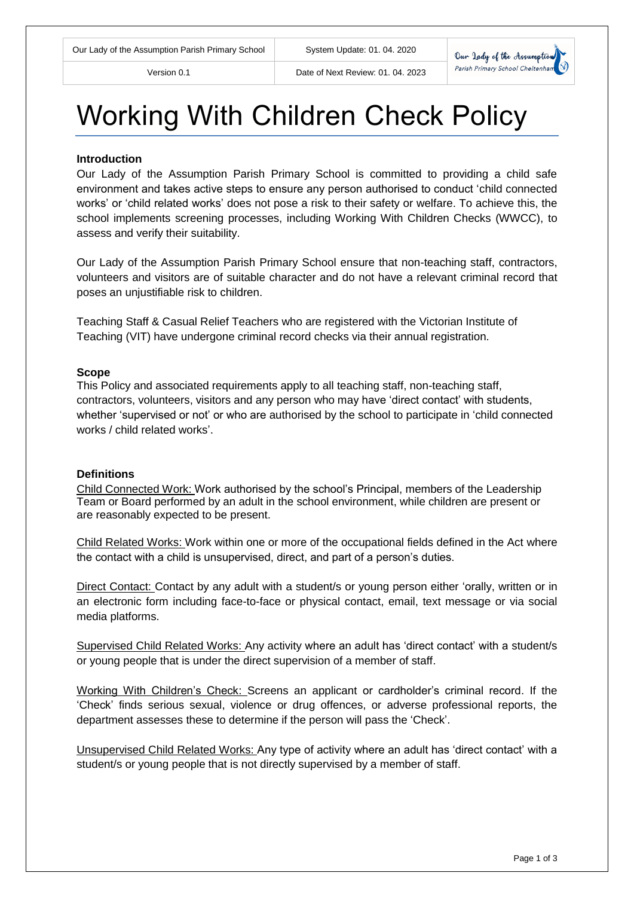| Our Lady of the Assumption Parish Primary School | System Update: 01. 04. 2020 |
| --- | --- |
| Version 0.1 | Date of Next Review: 01. 04. 2023 |

# Working With Children Check Policy

**Introduction**

Our Lady of the Assumption Parish Primary School is committed to providing a child safe environment and takes active steps to ensure any person authorised to conduct 'child connected works' or 'child related works' does not pose a risk to their safety or welfare. To achieve this, the school implements screening processes, including Working With Children Checks (WWCC), to assess and verify their suitability.

Our Lady of the Assumption Parish Primary School ensure that non-teaching staff, contractors, volunteers and visitors are of suitable character and do not have a relevant criminal record that poses an unjustifiable risk to children.

Teaching Staff & Casual Relief Teachers who are registered with the Victorian Institute of Teaching (VIT) have undergone criminal record checks via their annual registration.

**Scope**

This Policy and associated requirements apply to all teaching staff, non-teaching staff, contractors, volunteers, visitors and any person who may have 'direct contact' with students, whether 'supervised or not' or who are authorised by the school to participate in 'child connected works / child related works'.

**Definitions**

Child Connected Work: Work authorised by the school's Principal, members of the Leadership Team or Board performed by an adult in the school environment, while children are present or are reasonably expected to be present.

Child Related Works: Work within one or more of the occupational fields defined in the Act where the contact with a child is unsupervised, direct, and part of a person's duties.

Direct Contact: Contact by any adult with a student/s or young person either 'orally, written or in an electronic form including face-to-face or physical contact, email, text message or via social media platforms.

Supervised Child Related Works: Any activity where an adult has 'direct contact' with a student/s or young people that is under the direct supervision of a member of staff.

Working With Children's Check: Screens an applicant or cardholder's criminal record. If the 'Check' finds serious sexual, violence or drug offences, or adverse professional reports, the department assesses these to determine if the person will pass the 'Check'.

Unsupervised Child Related Works: Any type of activity where an adult has 'direct contact' with a student/s or young people that is not directly supervised by a member of staff.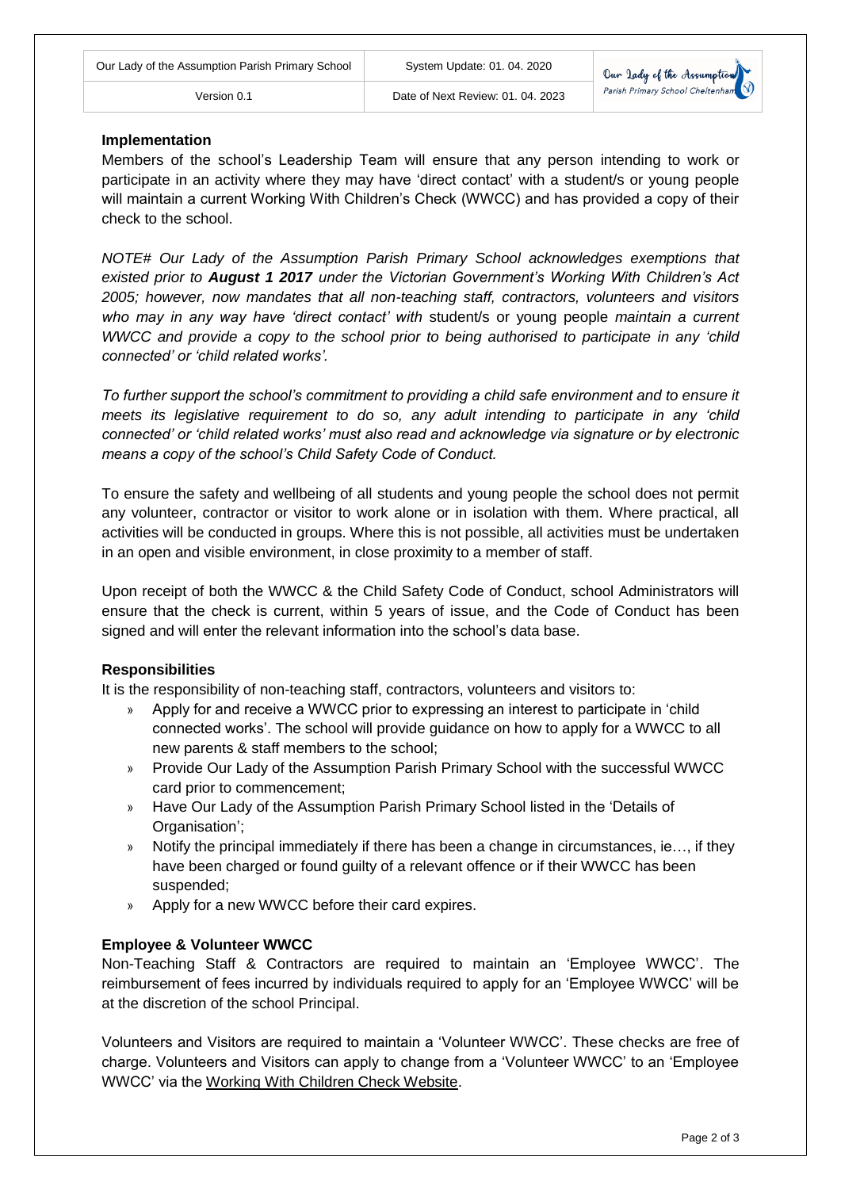### Implementation

Members of the school's Leadership Team will ensure that any person intending to work or participate in an activity where they may have 'direct contact' with a student/s or young people will maintain a current Working With Children's Check (WWCC) and has provided a copy of their check to the school.

*NOTE# Our Lady of the Assumption Parish Primary School acknowledges exemptions that existed prior to **August 1 2017** under the Victorian Government's Working With Children's Act 2005; however, now mandates that all non-teaching staff, contractors, volunteers and visitors who may in any way have 'direct contact' with* student/s or young people *maintain a current WWCC and provide a copy to the school prior to being authorised to participate in any 'child connected' or 'child related works'.*

*To further support the school's commitment to providing a child safe environment and to ensure it meets its legislative requirement to do so, any adult intending to participate in any 'child connected' or 'child related works' must also read and acknowledge via signature or by electronic means a copy of the school's Child Safety Code of Conduct.*

To ensure the safety and wellbeing of all students and young people the school does not permit any volunteer, contractor or visitor to work alone or in isolation with them. Where practical, all activities will be conducted in groups. Where this is not possible, all activities must be undertaken in an open and visible environment, in close proximity to a member of staff.

Upon receipt of both the WWCC & the Child Safety Code of Conduct, school Administrators will ensure that the check is current, within 5 years of issue, and the Code of Conduct has been signed and will enter the relevant information into the school's data base.

### Responsibilities

It is the responsibility of non-teaching staff, contractors, volunteers and visitors to:

- Apply for and receive a WWCC prior to expressing an interest to participate in 'child connected works'. The school will provide guidance on how to apply for a WWCC to all new parents & staff members to the school;
- Provide Our Lady of the Assumption Parish Primary School with the successful WWCC card prior to commencement;
- Have Our Lady of the Assumption Parish Primary School listed in the 'Details of Organisation';
- Notify the principal immediately if there has been a change in circumstances, ie…, if they have been charged or found guilty of a relevant offence or if their WWCC has been suspended;
- Apply for a new WWCC before their card expires.

### Employee & Volunteer WWCC

Non-Teaching Staff & Contractors are required to maintain an 'Employee WWCC'. The reimbursement of fees incurred by individuals required to apply for an 'Employee WWCC' will be at the discretion of the school Principal.

Volunteers and Visitors are required to maintain a 'Volunteer WWCC'. These checks are free of charge. Volunteers and Visitors can apply to change from a 'Volunteer WWCC' to an 'Employee WWCC' via the Working With Children Check Website.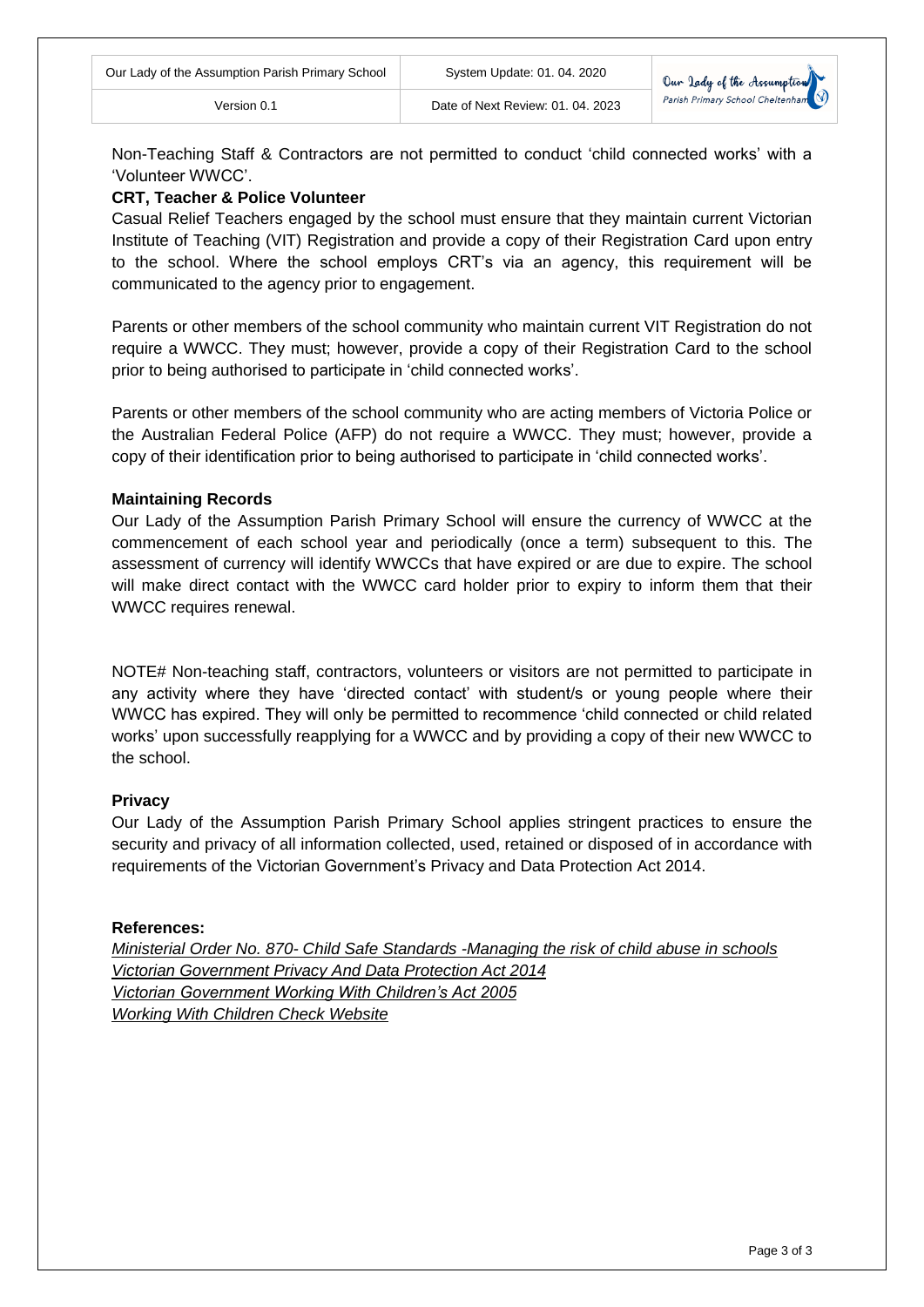Non-Teaching Staff & Contractors are not permitted to conduct 'child connected works' with a 'Volunteer WWCC'.

**CRT, Teacher & Police Volunteer**

Casual Relief Teachers engaged by the school must ensure that they maintain current Victorian Institute of Teaching (VIT) Registration and provide a copy of their Registration Card upon entry to the school. Where the school employs CRT's via an agency, this requirement will be communicated to the agency prior to engagement.

Parents or other members of the school community who maintain current VIT Registration do not require a WWCC. They must; however, provide a copy of their Registration Card to the school prior to being authorised to participate in 'child connected works'.

Parents or other members of the school community who are acting members of Victoria Police or the Australian Federal Police (AFP) do not require a WWCC. They must; however, provide a copy of their identification prior to being authorised to participate in 'child connected works'.

**Maintaining Records**

Our Lady of the Assumption Parish Primary School will ensure the currency of WWCC at the commencement of each school year and periodically (once a term) subsequent to this. The assessment of currency will identify WWCCs that have expired or are due to expire. The school will make direct contact with the WWCC card holder prior to expiry to inform them that their WWCC requires renewal.

NOTE# Non-teaching staff, contractors, volunteers or visitors are not permitted to participate in any activity where they have 'directed contact' with student/s or young people where their WWCC has expired. They will only be permitted to recommence 'child connected or child related works' upon successfully reapplying for a WWCC and by providing a copy of their new WWCC to the school.

**Privacy**

Our Lady of the Assumption Parish Primary School applies stringent practices to ensure the security and privacy of all information collected, used, retained or disposed of in accordance with requirements of the Victorian Government's Privacy and Data Protection Act 2014.

**References:**

*Ministerial Order No. 870- Child Safe Standards -Managing the risk of child abuse in schools*
*Victorian Government Privacy And Data Protection Act 2014*
*Victorian Government Working With Children's Act 2005*
*Working With Children Check Website*